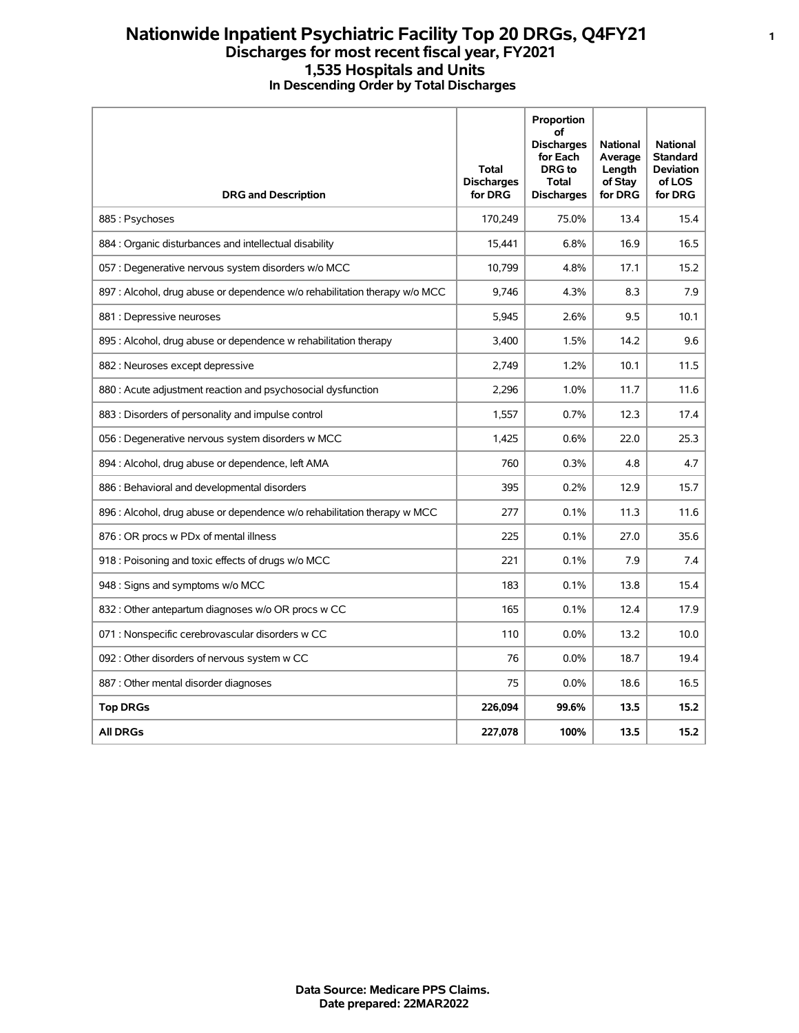# Nationwide Inpatient Psychiatric Facility Top 20 DRGs, Q4FY21

## Discharges for most recent fiscal year, FY2021

## 1,535 Hospitals and Units

**In Descending Order by Total Discharges**

| DRG and Description | Total Discharges for DRG | Proportion of Discharges for Each DRG to Total Discharges | National Average Length of Stay for DRG | National Standard Deviation of LOS for DRG |
|---|---|---|---|---|
| 885 : Psychoses | 170,249 | 75.0% | 13.4 | 15.4 |
| 884 : Organic disturbances and intellectual disability | 15,441 | 6.8% | 16.9 | 16.5 |
| 057 : Degenerative nervous system disorders w/o MCC | 10,799 | 4.8% | 17.1 | 15.2 |
| 897 : Alcohol, drug abuse or dependence w/o rehabilitation therapy w/o MCC | 9,746 | 4.3% | 8.3 | 7.9 |
| 881 : Depressive neuroses | 5,945 | 2.6% | 9.5 | 10.1 |
| 895 : Alcohol, drug abuse or dependence w rehabilitation therapy | 3,400 | 1.5% | 14.2 | 9.6 |
| 882 : Neuroses except depressive | 2,749 | 1.2% | 10.1 | 11.5 |
| 880 : Acute adjustment reaction and psychosocial dysfunction | 2,296 | 1.0% | 11.7 | 11.6 |
| 883 : Disorders of personality and impulse control | 1,557 | 0.7% | 12.3 | 17.4 |
| 056 : Degenerative nervous system disorders w MCC | 1,425 | 0.6% | 22.0 | 25.3 |
| 894 : Alcohol, drug abuse or dependence, left AMA | 760 | 0.3% | 4.8 | 4.7 |
| 886 : Behavioral and developmental disorders | 395 | 0.2% | 12.9 | 15.7 |
| 896 : Alcohol, drug abuse or dependence w/o rehabilitation therapy w MCC | 277 | 0.1% | 11.3 | 11.6 |
| 876 : OR procs w PDx of mental illness | 225 | 0.1% | 27.0 | 35.6 |
| 918 : Poisoning and toxic effects of drugs w/o MCC | 221 | 0.1% | 7.9 | 7.4 |
| 948 : Signs and symptoms w/o MCC | 183 | 0.1% | 13.8 | 15.4 |
| 832 : Other antepartum diagnoses w/o OR procs w CC | 165 | 0.1% | 12.4 | 17.9 |
| 071 : Nonspecific cerebrovascular disorders w CC | 110 | 0.0% | 13.2 | 10.0 |
| 092 : Other disorders of nervous system w CC | 76 | 0.0% | 18.7 | 19.4 |
| 887 : Other mental disorder diagnoses | 75 | 0.0% | 18.6 | 16.5 |
| **Top DRGs** | **226,094** | **99.6%** | **13.5** | **15.2** |
| **All DRGs** | **227,078** | **100%** | **13.5** | **15.2** |

**Data Source: Medicare PPS Claims.**
**Date prepared: 22MAR2022**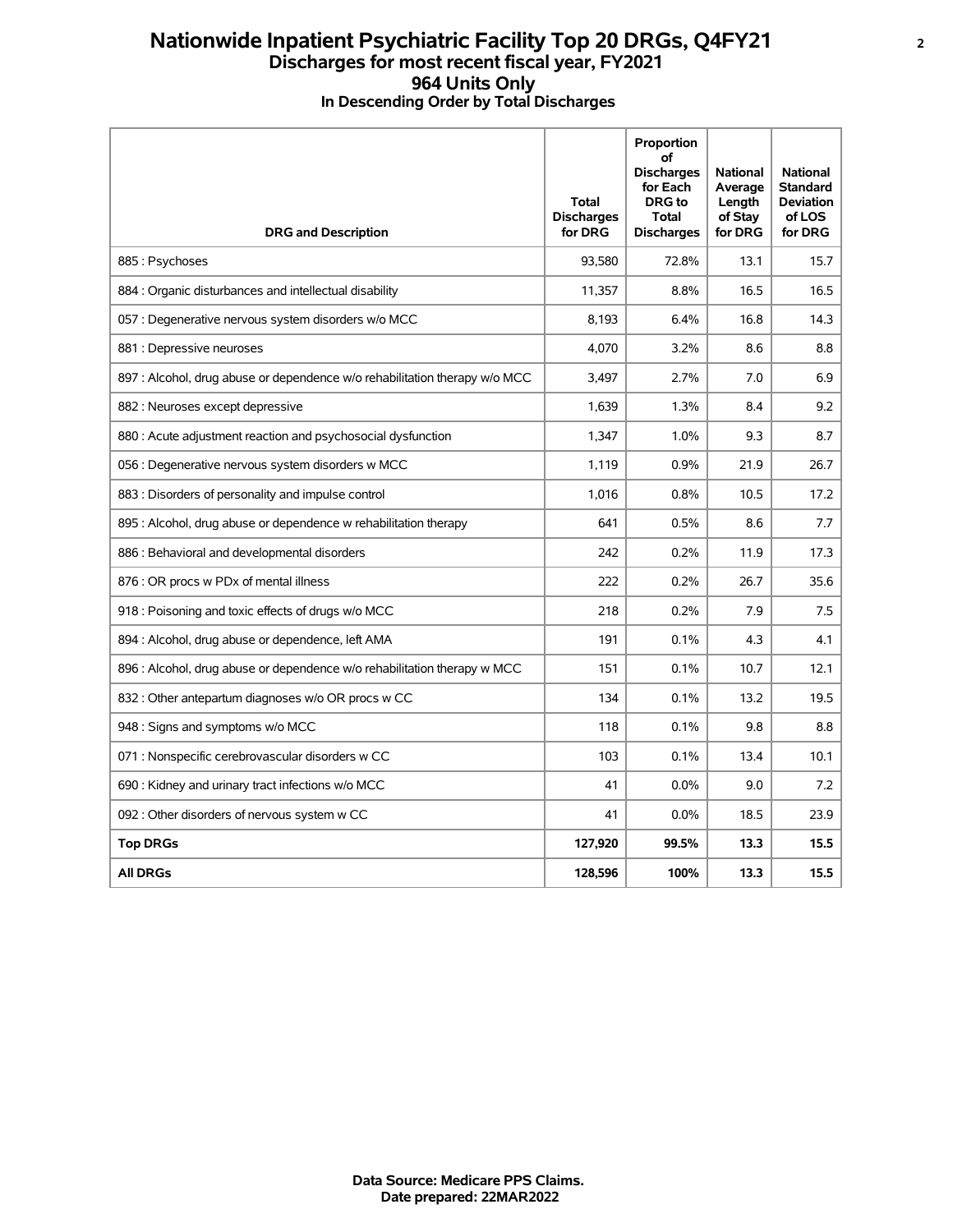# Nationwide Inpatient Psychiatric Facility Top 20 DRGs, Q4FY21

## Discharges for most recent fiscal year, FY2021

## 964 Units Only

### In Descending Order by Total Discharges

| DRG and Description | Total Discharges for DRG | Proportion of Discharges for Each DRG to Total Discharges | National Average Length of Stay for DRG | National Standard Deviation of LOS for DRG |
|---|---|---|---|---|
| 885 : Psychoses | 93,580 | 72.8% | 13.1 | 15.7 |
| 884 : Organic disturbances and intellectual disability | 11,357 | 8.8% | 16.5 | 16.5 |
| 057 : Degenerative nervous system disorders w/o MCC | 8,193 | 6.4% | 16.8 | 14.3 |
| 881 : Depressive neuroses | 4,070 | 3.2% | 8.6 | 8.8 |
| 897 : Alcohol, drug abuse or dependence w/o rehabilitation therapy w/o MCC | 3,497 | 2.7% | 7.0 | 6.9 |
| 882 : Neuroses except depressive | 1,639 | 1.3% | 8.4 | 9.2 |
| 880 : Acute adjustment reaction and psychosocial dysfunction | 1,347 | 1.0% | 9.3 | 8.7 |
| 056 : Degenerative nervous system disorders w MCC | 1,119 | 0.9% | 21.9 | 26.7 |
| 883 : Disorders of personality and impulse control | 1,016 | 0.8% | 10.5 | 17.2 |
| 895 : Alcohol, drug abuse or dependence w rehabilitation therapy | 641 | 0.5% | 8.6 | 7.7 |
| 886 : Behavioral and developmental disorders | 242 | 0.2% | 11.9 | 17.3 |
| 876 : OR procs w PDx of mental illness | 222 | 0.2% | 26.7 | 35.6 |
| 918 : Poisoning and toxic effects of drugs w/o MCC | 218 | 0.2% | 7.9 | 7.5 |
| 894 : Alcohol, drug abuse or dependence, left AMA | 191 | 0.1% | 4.3 | 4.1 |
| 896 : Alcohol, drug abuse or dependence w/o rehabilitation therapy w MCC | 151 | 0.1% | 10.7 | 12.1 |
| 832 : Other antepartum diagnoses w/o OR procs w CC | 134 | 0.1% | 13.2 | 19.5 |
| 948 : Signs and symptoms w/o MCC | 118 | 0.1% | 9.8 | 8.8 |
| 071 : Nonspecific cerebrovascular disorders w CC | 103 | 0.1% | 13.4 | 10.1 |
| 690 : Kidney and urinary tract infections w/o MCC | 41 | 0.0% | 9.0 | 7.2 |
| 092 : Other disorders of nervous system w CC | 41 | 0.0% | 18.5 | 23.9 |
| **Top DRGs** | **127,920** | **99.5%** | **13.3** | **15.5** |
| **All DRGs** | **128,596** | **100%** | **13.3** | **15.5** |

**Data Source: Medicare PPS Claims.**
**Date prepared: 22MAR2022**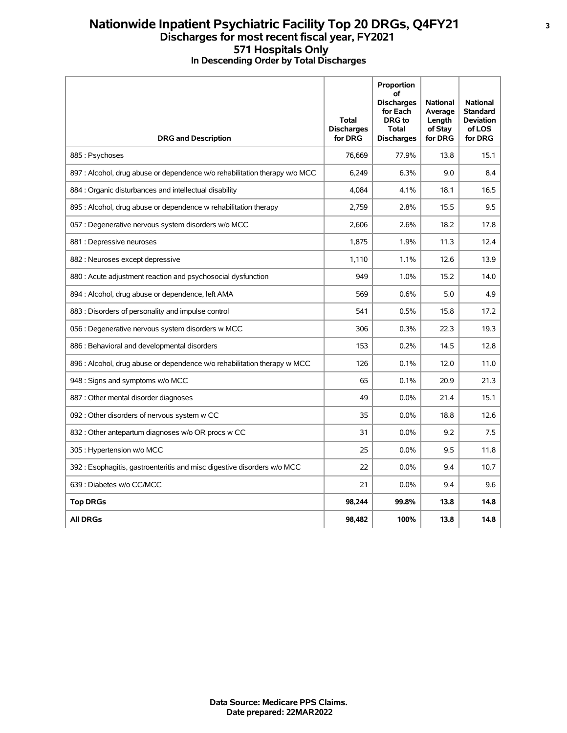# Nationwide Inpatient Psychiatric Facility Top 20 DRGs, Q4FY21

## Discharges for most recent fiscal year, FY2021

## 571 Hospitals Only

### In Descending Order by Total Discharges

| DRG and Description | Total Discharges for DRG | Proportion of Discharges for Each DRG to Total Discharges | National Average Length of Stay for DRG | National Standard Deviation of LOS for DRG |
|---|---|---|---|---|
| 885 : Psychoses | 76,669 | 77.9% | 13.8 | 15.1 |
| 897 : Alcohol, drug abuse or dependence w/o rehabilitation therapy w/o MCC | 6,249 | 6.3% | 9.0 | 8.4 |
| 884 : Organic disturbances and intellectual disability | 4,084 | 4.1% | 18.1 | 16.5 |
| 895 : Alcohol, drug abuse or dependence w rehabilitation therapy | 2,759 | 2.8% | 15.5 | 9.5 |
| 057 : Degenerative nervous system disorders w/o MCC | 2,606 | 2.6% | 18.2 | 17.8 |
| 881 : Depressive neuroses | 1,875 | 1.9% | 11.3 | 12.4 |
| 882 : Neuroses except depressive | 1,110 | 1.1% | 12.6 | 13.9 |
| 880 : Acute adjustment reaction and psychosocial dysfunction | 949 | 1.0% | 15.2 | 14.0 |
| 894 : Alcohol, drug abuse or dependence, left AMA | 569 | 0.6% | 5.0 | 4.9 |
| 883 : Disorders of personality and impulse control | 541 | 0.5% | 15.8 | 17.2 |
| 056 : Degenerative nervous system disorders w MCC | 306 | 0.3% | 22.3 | 19.3 |
| 886 : Behavioral and developmental disorders | 153 | 0.2% | 14.5 | 12.8 |
| 896 : Alcohol, drug abuse or dependence w/o rehabilitation therapy w MCC | 126 | 0.1% | 12.0 | 11.0 |
| 948 : Signs and symptoms w/o MCC | 65 | 0.1% | 20.9 | 21.3 |
| 887 : Other mental disorder diagnoses | 49 | 0.0% | 21.4 | 15.1 |
| 092 : Other disorders of nervous system w CC | 35 | 0.0% | 18.8 | 12.6 |
| 832 : Other antepartum diagnoses w/o OR procs w CC | 31 | 0.0% | 9.2 | 7.5 |
| 305 : Hypertension w/o MCC | 25 | 0.0% | 9.5 | 11.8 |
| 392 : Esophagitis, gastroenteritis and misc digestive disorders w/o MCC | 22 | 0.0% | 9.4 | 10.7 |
| 639 : Diabetes w/o CC/MCC | 21 | 0.0% | 9.4 | 9.6 |
| **Top DRGs** | **98,244** | **99.8%** | **13.8** | **14.8** |
| **All DRGs** | **98,482** | **100%** | **13.8** | **14.8** |

**Data Source: Medicare PPS Claims.**
**Date prepared: 22MAR2022**